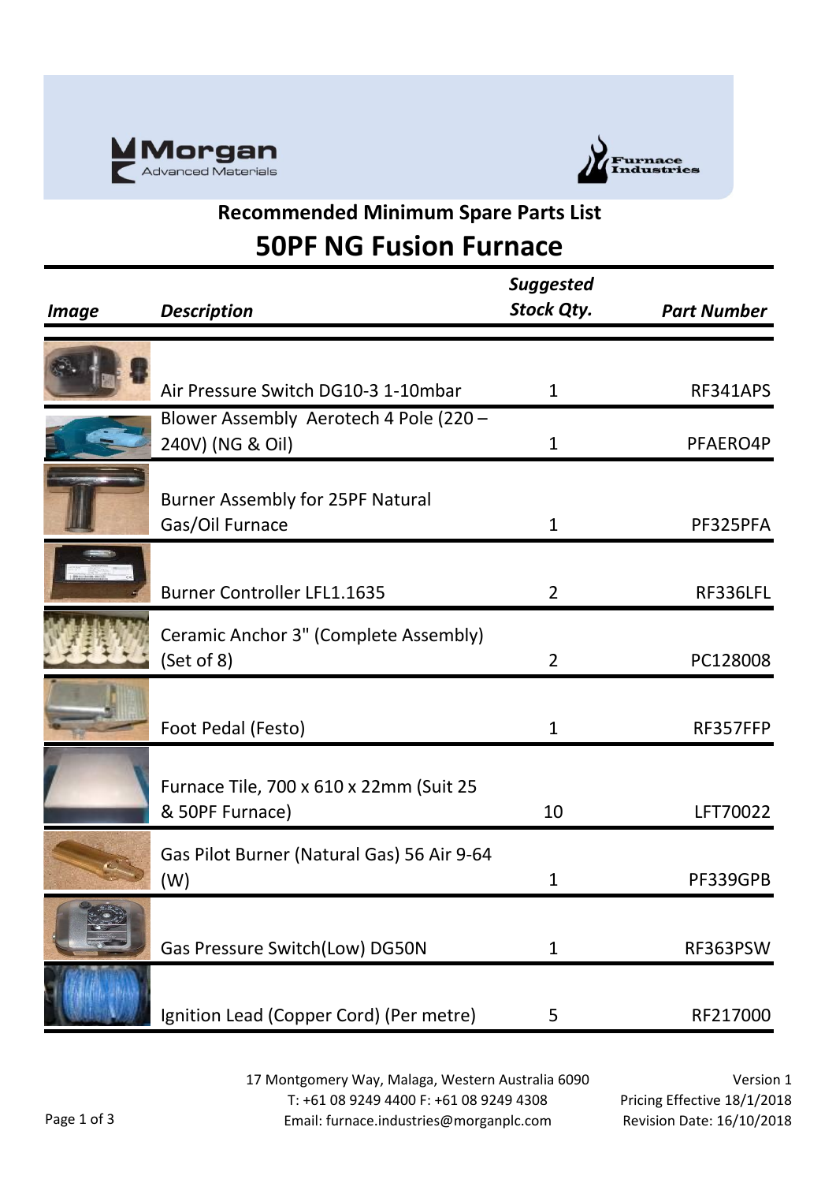Morgan Advanced Materials

Furnace Industries

## Recommended Minimum Spare Parts List

# 50PF NG Fusion Furnace

| *Image* | *Description* | *Suggested Stock Qty.* | *Part Number* |
|---|---|---|---|
| | Air Pressure Switch DG10-3 1-10mbar | 1 | RF341APS |
| | Blower Assembly Aerotech 4 Pole (220 – 240V) (NG & Oil) | 1 | PFAERO4P |
| | Burner Assembly for 25PF Natural Gas/Oil Furnace | 1 | PF325PFA |
| | Burner Controller LFL1.1635 | 2 | RF336LFL |
| | Ceramic Anchor 3" (Complete Assembly) (Set of 8) | 2 | PC128008 |
| | Foot Pedal (Festo) | 1 | RF357FFP |
| | Furnace Tile, 700 x 610 x 22mm (Suit 25 & 50PF Furnace) | 10 | LFT70022 |
| | Gas Pilot Burner (Natural Gas) 56 Air 9-64 (W) | 1 | PF339GPB |
| | Gas Pressure Switch(Low) DG50N | 1 | RF363PSW |
| | Ignition Lead (Copper Cord) (Per metre) | 5 | RF217000 |

17 Montgomery Way, Malaga, Western Australia 6090
T: +61 08 9249 4400 F: +61 08 9249 4308
Email: furnace.industries@morganplc.com

Version 1
Pricing Effective 18/1/2018
Revision Date: 16/10/2018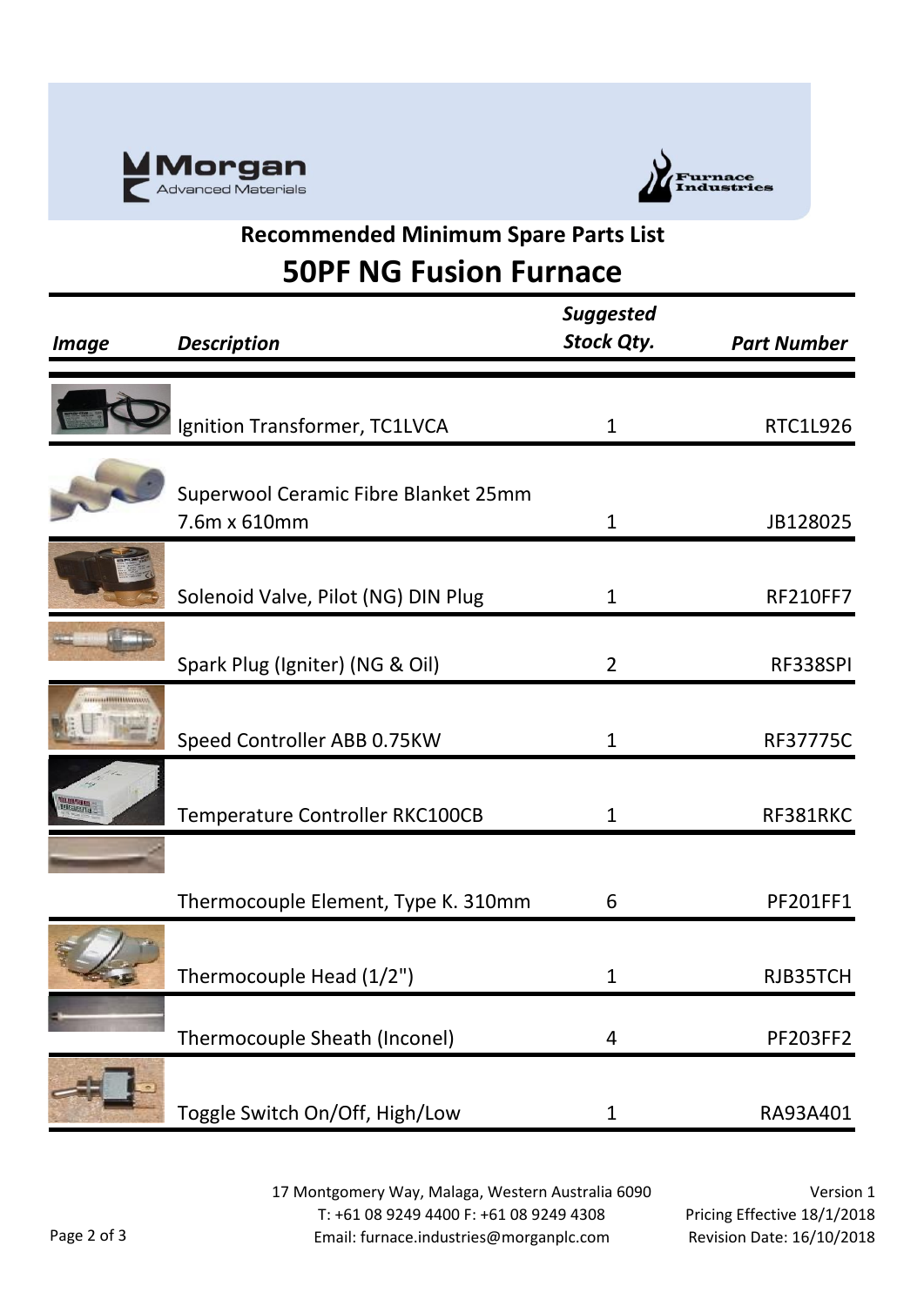## Recommended Minimum Spare Parts List

# 50PF NG Fusion Furnace

| Image | Description | Suggested Stock Qty. | Part Number |
|---|---|---|---|
| | Ignition Transformer, TC1LVCA | 1 | RTC1L926 |
| | Superwool Ceramic Fibre Blanket 25mm 7.6m x 610mm | 1 | JB128025 |
| | Solenoid Valve, Pilot (NG) DIN Plug | 1 | RF210FF7 |
| | Spark Plug (Igniter) (NG & Oil) | 2 | RF338SPI |
| | Speed Controller ABB 0.75KW | 1 | RF37775C |
| | Temperature Controller RKC100CB | 1 | RF381RKC |
| | Thermocouple Element, Type K. 310mm | 6 | PF201FF1 |
| | Thermocouple Head (1/2") | 1 | RJB35TCH |
| | Thermocouple Sheath (Inconel) | 4 | PF203FF2 |
| | Toggle Switch On/Off, High/Low | 1 | RA93A401 |

17 Montgomery Way, Malaga, Western Australia 6090
T: +61 08 9249 4400 F: +61 08 9249 4308
Email: furnace.industries@morganplc.com

Version 1
Pricing Effective 18/1/2018
Revision Date: 16/10/2018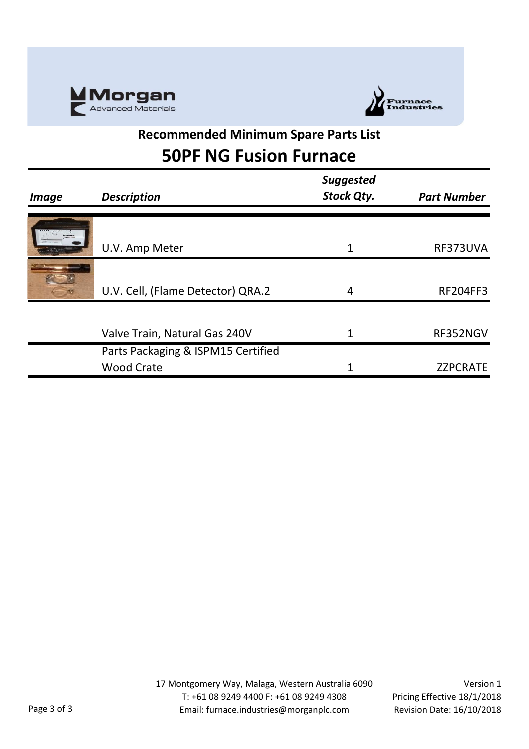## Recommended Minimum Spare Parts List

# 50PF NG Fusion Furnace

| Image | Description | Suggested Stock Qty. | Part Number |
|---|---|---|---|
| | U.V. Amp Meter | 1 | RF373UVA |
| | U.V. Cell, (Flame Detector) QRA.2 | 4 | RF204FF3 |
| | Valve Train, Natural Gas 240V | 1 | RF352NGV |
| | Parts Packaging & ISPM15 Certified Wood Crate | 1 | ZZPCRATE |

17 Montgomery Way, Malaga, Western Australia 6090
T: +61 08 9249 4400 F: +61 08 9249 4308
Email: furnace.industries@morganplc.com

Version 1
Pricing Effective 18/1/2018
Revision Date: 16/10/2018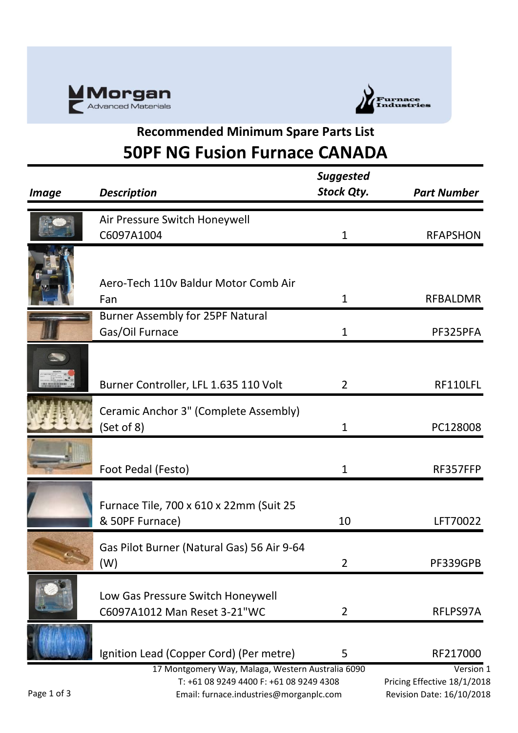Morgan Advanced Materials

Furnace Industries

## Recommended Minimum Spare Parts List

# 50PF NG Fusion Furnace CANADA

| Image | Description | Suggested Stock Qty. | Part Number |
|---|---|---|---|
| | Air Pressure Switch Honeywell C6097A1004 | 1 | RFAPSHON |
| | Aero-Tech 110v Baldur Motor Comb Air Fan | 1 | RFBALDMR |
| | Burner Assembly for 25PF Natural Gas/Oil Furnace | 1 | PF325PFA |
| | Burner Controller, LFL 1.635 110 Volt | 2 | RF110LFL |
| | Ceramic Anchor 3" (Complete Assembly) (Set of 8) | 1 | PC128008 |
| | Foot Pedal (Festo) | 1 | RF357FFP |
| | Furnace Tile, 700 x 610 x 22mm (Suit 25 & 50PF Furnace) | 10 | LFT70022 |
| | Gas Pilot Burner (Natural Gas) 56 Air 9-64 (W) | 2 | PF339GPB |
| | Low Gas Pressure Switch Honeywell C6097A1012 Man Reset 3-21"WC | 2 | RFLPS97A |
| | Ignition Lead (Copper Cord) (Per metre) | 5 | RF217000 |

17 Montgomery Way, Malaga, Western Australia 6090
T: +61 08 9249 4400 F: +61 08 9249 4308
Email: furnace.industries@morganplc.com

Version 1
Pricing Effective 18/1/2018
Revision Date: 16/10/2018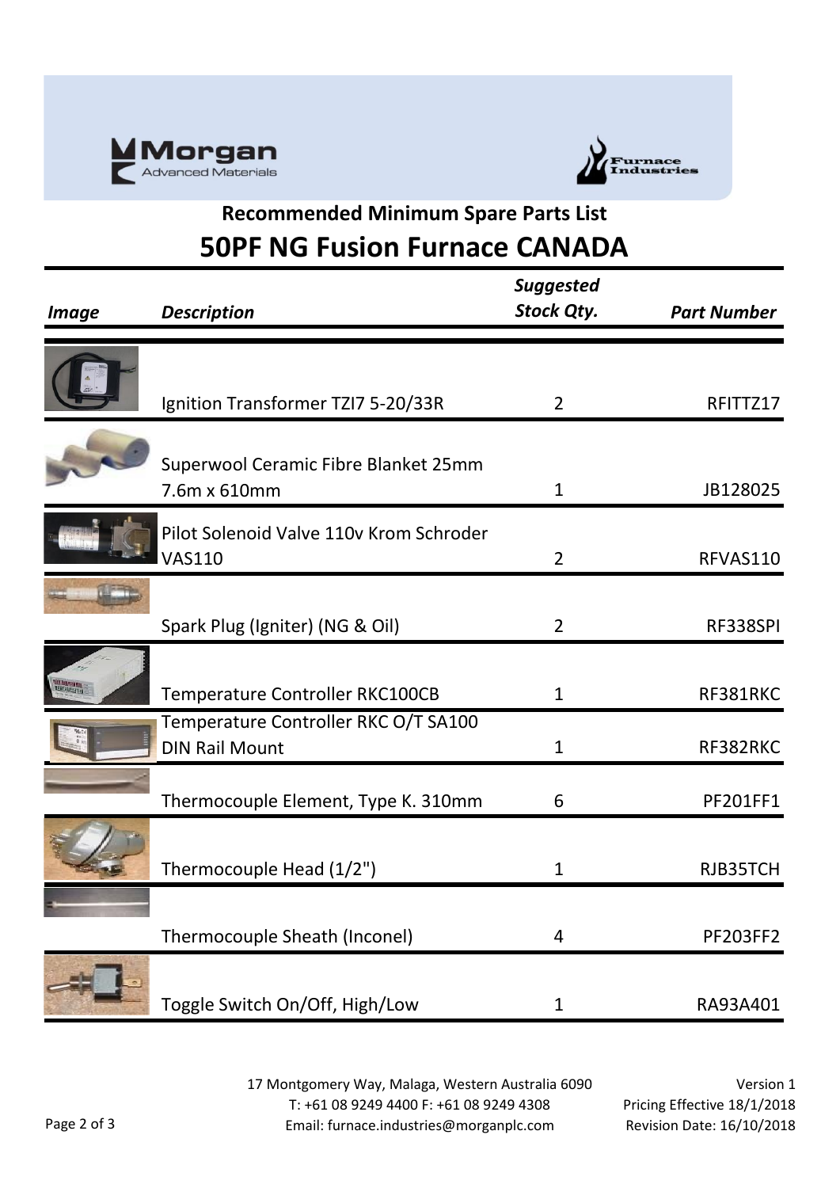Morgan Advanced Materials

Furnace Industries

## Recommended Minimum Spare Parts List

# 50PF NG Fusion Furnace CANADA

| *Image* | *Description* | *Suggested Stock Qty.* | *Part Number* |
|---|---|---|---|
| | Ignition Transformer TZI7 5-20/33R | 2 | RFITTZ17 |
| | Superwool Ceramic Fibre Blanket 25mm 7.6m x 610mm | 1 | JB128025 |
| | Pilot Solenoid Valve 110v Krom Schroder VAS110 | 2 | RFVAS110 |
| | Spark Plug (Igniter) (NG & Oil) | 2 | RF338SPI |
| | Temperature Controller RKC100CB | 1 | RF381RKC |
| | Temperature Controller RKC O/T SA100 DIN Rail Mount | 1 | RF382RKC |
| | Thermocouple Element, Type K. 310mm | 6 | PF201FF1 |
| | Thermocouple Head (1/2") | 1 | RJB35TCH |
| | Thermocouple Sheath (Inconel) | 4 | PF203FF2 |
| | Toggle Switch On/Off, High/Low | 1 | RA93A401 |

17 Montgomery Way, Malaga, Western Australia 6090
T: +61 08 9249 4400 F: +61 08 9249 4308
Email: furnace.industries@morganplc.com

Version 1
Pricing Effective 18/1/2018
Revision Date: 16/10/2018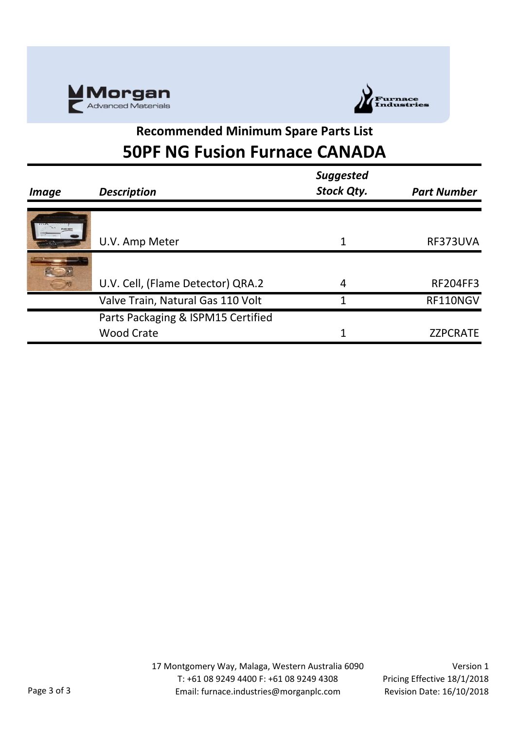Morgan Advanced Materials

Furnace Industries

## Recommended Minimum Spare Parts List

# 50PF NG Fusion Furnace CANADA

| *Image* | *Description* | *Suggested Stock Qty.* | *Part Number* |
|---|---|---|---|
| | U.V. Amp Meter | 1 | RF373UVA |
| | U.V. Cell, (Flame Detector) QRA.2 | 4 | RF204FF3 |
| | Valve Train, Natural Gas 110 Volt | 1 | RF110NGV |
| | Parts Packaging & ISPM15 Certified Wood Crate | 1 | ZZPCRATE |

17 Montgomery Way, Malaga, Western Australia 6090
T: +61 08 9249 4400 F: +61 08 9249 4308
Email: furnace.industries@morganplc.com

Version 1
Pricing Effective 18/1/2018
Revision Date: 16/10/2018